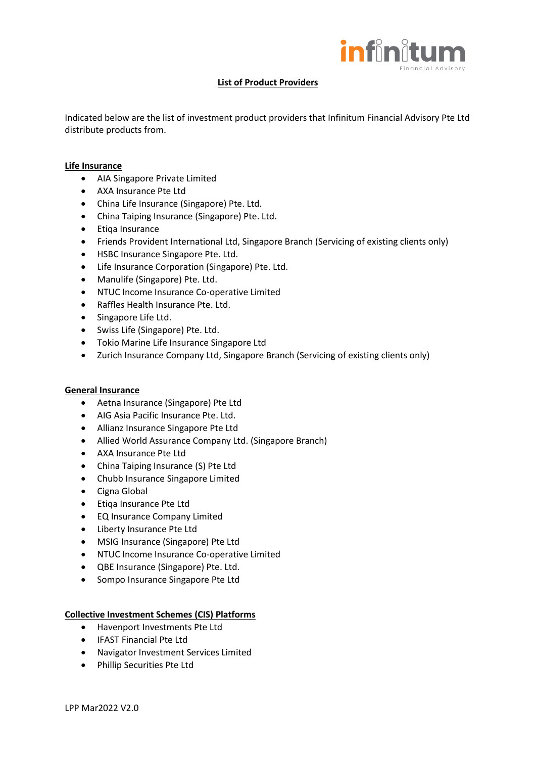infinitum Financial Advisory

## List of Product Providers

Indicated below are the list of investment product providers that Infinitum Financial Advisory Pte Ltd distribute products from.

### Life Insurance

- AIA Singapore Private Limited
- AXA Insurance Pte Ltd
- China Life Insurance (Singapore) Pte. Ltd.
- China Taiping Insurance (Singapore) Pte. Ltd.
- Etiqa Insurance
- Friends Provident International Ltd, Singapore Branch (Servicing of existing clients only)
- HSBC Insurance Singapore Pte. Ltd.
- Life Insurance Corporation (Singapore) Pte. Ltd.
- Manulife (Singapore) Pte. Ltd.
- NTUC Income Insurance Co-operative Limited
- Raffles Health Insurance Pte. Ltd.
- Singapore Life Ltd.
- Swiss Life (Singapore) Pte. Ltd.
- Tokio Marine Life Insurance Singapore Ltd
- Zurich Insurance Company Ltd, Singapore Branch (Servicing of existing clients only)

### General Insurance

- Aetna Insurance (Singapore) Pte Ltd
- AIG Asia Pacific Insurance Pte. Ltd.
- Allianz Insurance Singapore Pte Ltd
- Allied World Assurance Company Ltd. (Singapore Branch)
- AXA Insurance Pte Ltd
- China Taiping Insurance (S) Pte Ltd
- Chubb Insurance Singapore Limited
- Cigna Global
- Etiqa Insurance Pte Ltd
- EQ Insurance Company Limited
- Liberty Insurance Pte Ltd
- MSIG Insurance (Singapore) Pte Ltd
- NTUC Income Insurance Co-operative Limited
- QBE Insurance (Singapore) Pte. Ltd.
- Sompo Insurance Singapore Pte Ltd

### Collective Investment Schemes (CIS) Platforms

- Havenport Investments Pte Ltd
- IFAST Financial Pte Ltd
- Navigator Investment Services Limited
- Phillip Securities Pte Ltd

LPP Mar2022 V2.0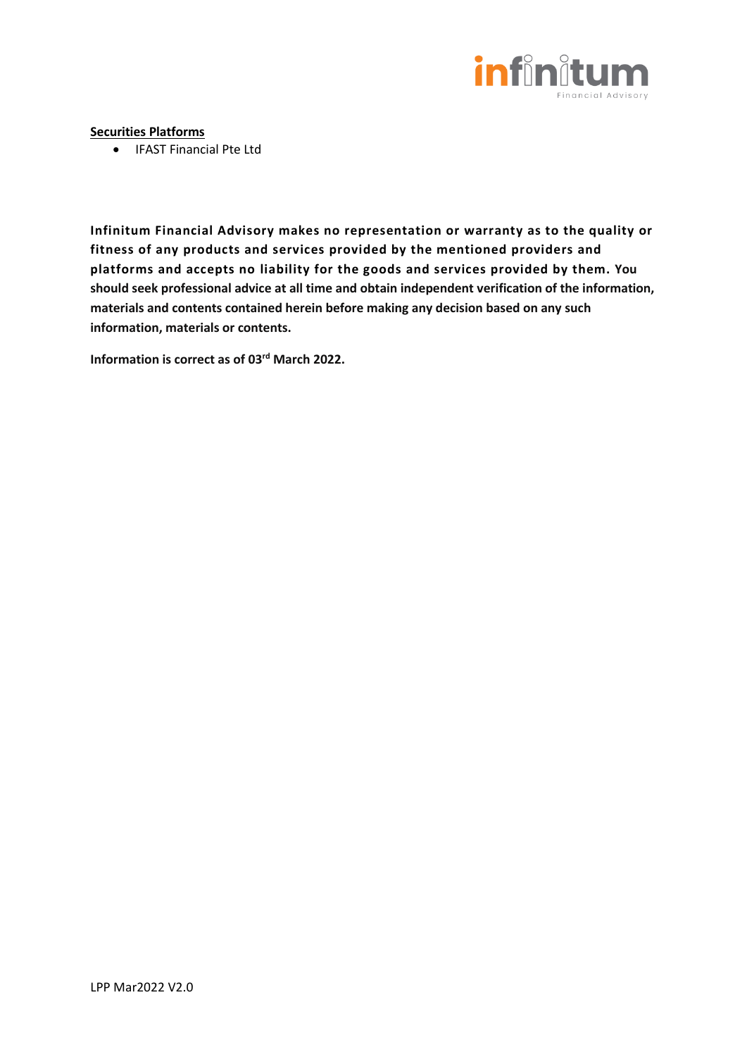**Securities Platforms**

- IFAST Financial Pte Ltd

**Infinitum Financial Advisory makes no representation or warranty as to the quality or fitness of any products and services provided by the mentioned providers and platforms and accepts no liability for the goods and services provided by them. You should seek professional advice at all time and obtain independent verification of the information, materials and contents contained herein before making any decision based on any such information, materials or contents.**

**Information is correct as of 03rd March 2022.**

LPP Mar2022 V2.0